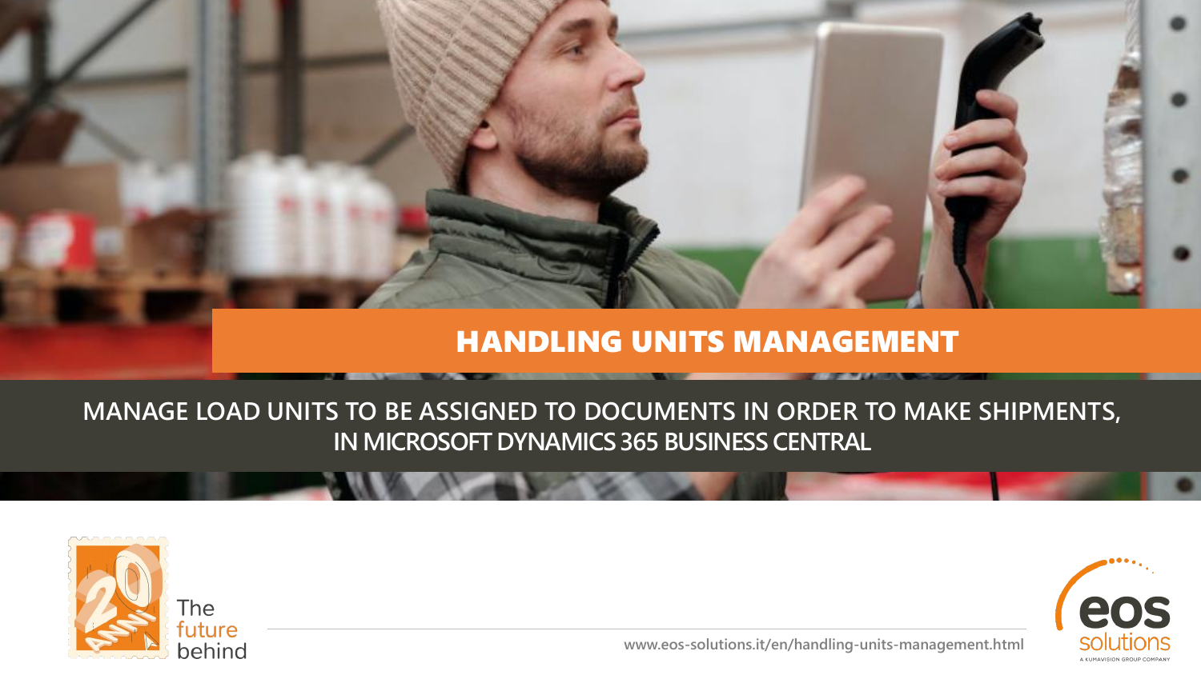# HANDLING UNITS MANAGEMENT

**MANAGE LOAD UNITS TO BE ASSIGNED TO DOCUMENTS IN ORDER TO MAKE SHIPMENTS, IN MICROSOFT DYNAMICS 365 BUSINESS CENTRAL**

The future behind

www.eos-solutions.it/en/handling-units-management.html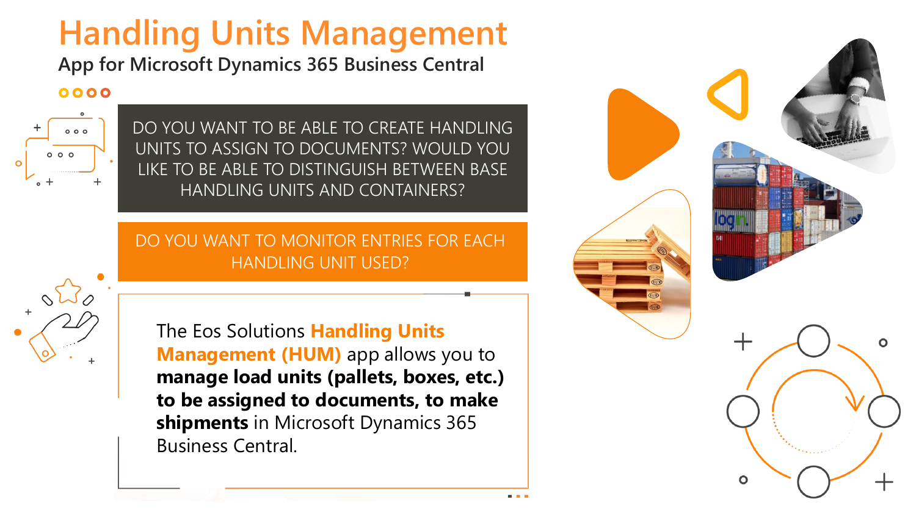# Handling Units Management

## App for Microsoft Dynamics 365 Business Central

DO YOU WANT TO BE ABLE TO CREATE HANDLING UNITS TO ASSIGN TO DOCUMENTS? WOULD YOU LIKE TO BE ABLE TO DISTINGUISH BETWEEN BASE HANDLING UNITS AND CONTAINERS?

DO YOU WANT TO MONITOR ENTRIES FOR EACH HANDLING UNIT USED?

The Eos Solutions **Handling Units Management (HUM)** app allows you to **manage load units (pallets, boxes, etc.) to be assigned to documents, to make shipments** in Microsoft Dynamics 365 Business Central.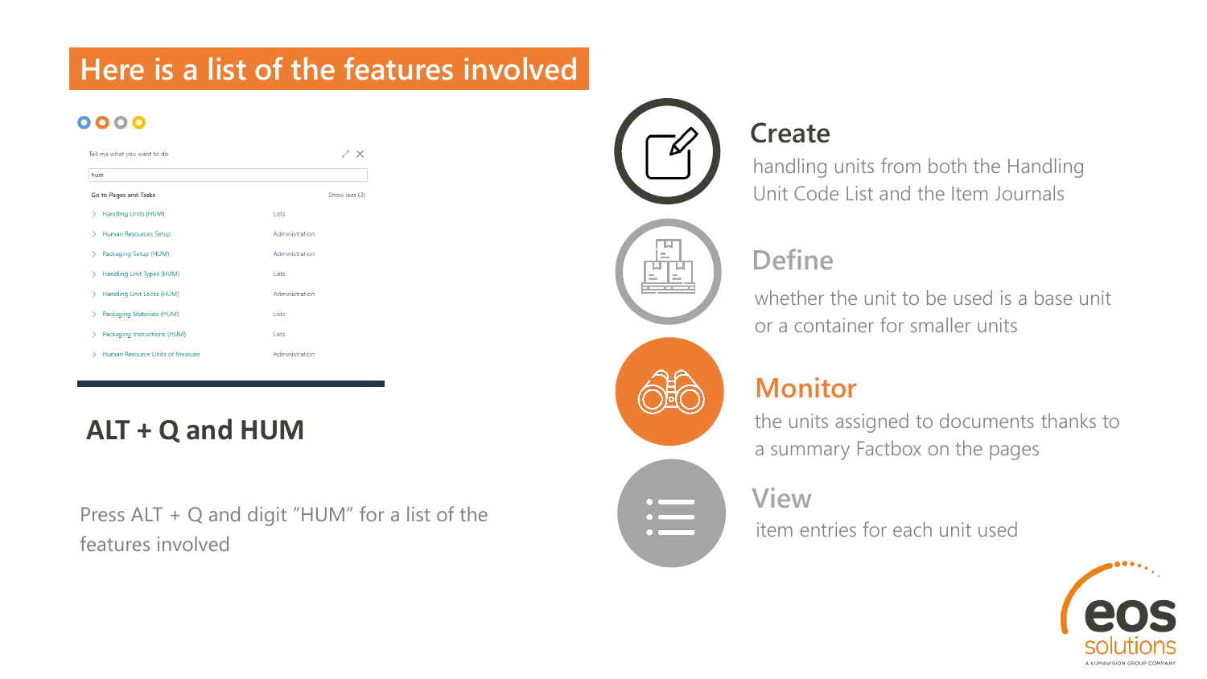# Here is a list of the features involved

Tell me what you want to do

hum

Go to Pages and Tasks — Show less (3)

| | |
|---|---|
| Handling Units (HUM) | Lists |
| Human Resources Setup | Administration |
| Packaging Setup (HUM) | Administration |
| Handling Unit Types (HUM) | Lists |
| Handling Unit Locks (HUM) | Administration |
| Packaging Materials (HUM) | Lists |
| Packaging Instructions (HUM) | Lists |
| Human Resource Units of Measure | Administration |

## ALT + Q and HUM

Press ALT + Q and digit "HUM" for a list of the features involved

### Create

handling units from both the Handling Unit Code List and the Item Journals

### Define

whether the unit to be used is a base unit or a container for smaller units

### Monitor

the units assigned to documents thanks to a summary Factbox on the pages

### View

item entries for each unit used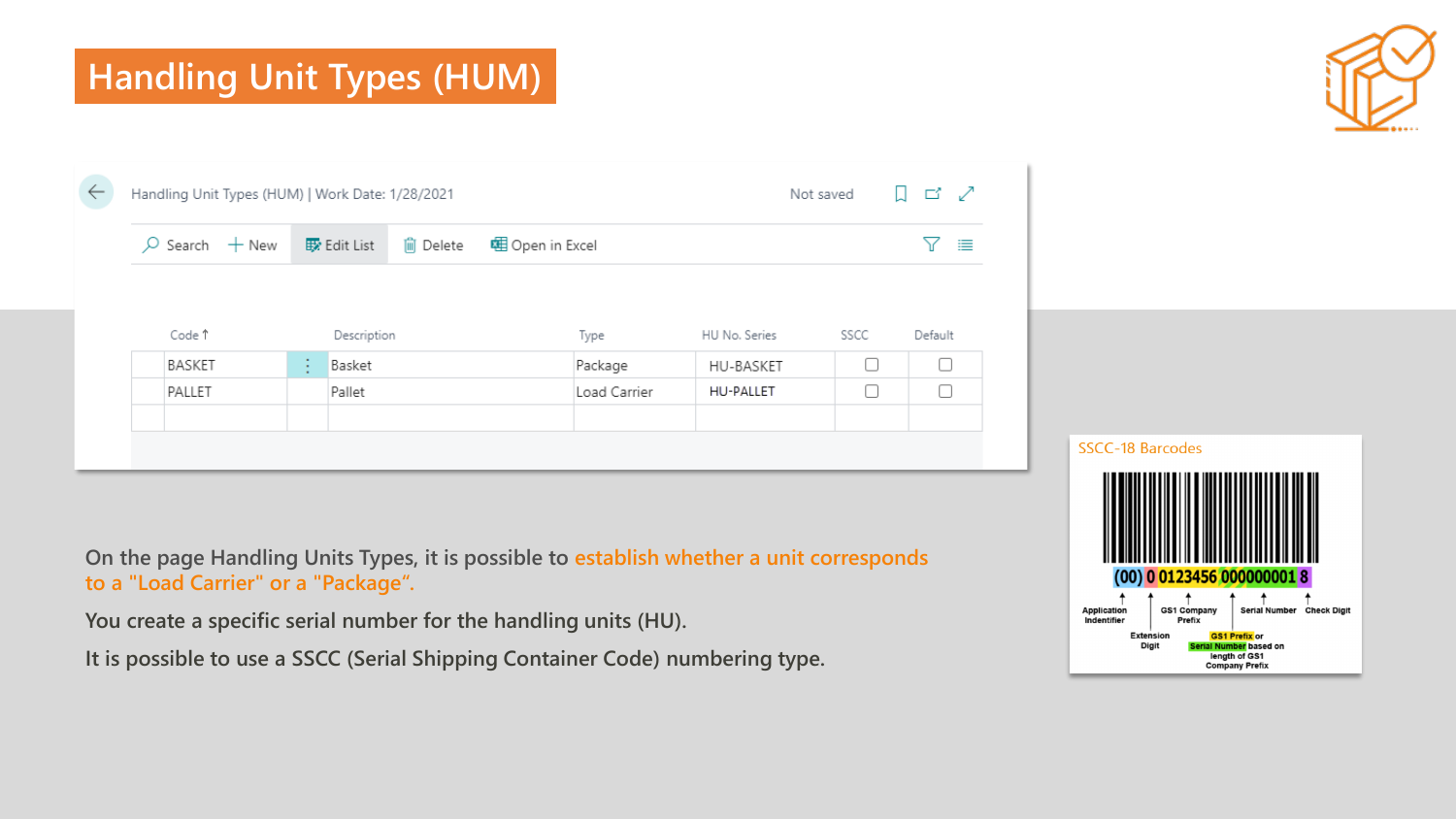# Handling Unit Types (HUM)

Handling Unit Types (HUM) | Work Date: 1/28/2021

| Code ↑ | Description | Type | HU No. Series | SSCC | Default |
|---|---|---|---|---|---|
| BASKET | Basket | Package | HU-BASKET | ☐ | ☐ |
| PALLET | Pallet | Load Carrier | HU-PALLET | ☐ | ☐ |

SSCC-18 Barcodes

(00) 0 0123456 000000001 8

- Application Indentifier
- Extension Digit
- GS1 Company Prefix
- Serial Number
- Check Digit
- GS1 Prefix or Serial Number based on length of GS1 Company Prefix

On the page Handling Units Types, it is possible to establish whether a unit corresponds to a "Load Carrier" or a "Package".

You create a specific serial number for the handling units (HU).

It is possible to use a SSCC (Serial Shipping Container Code) numbering type.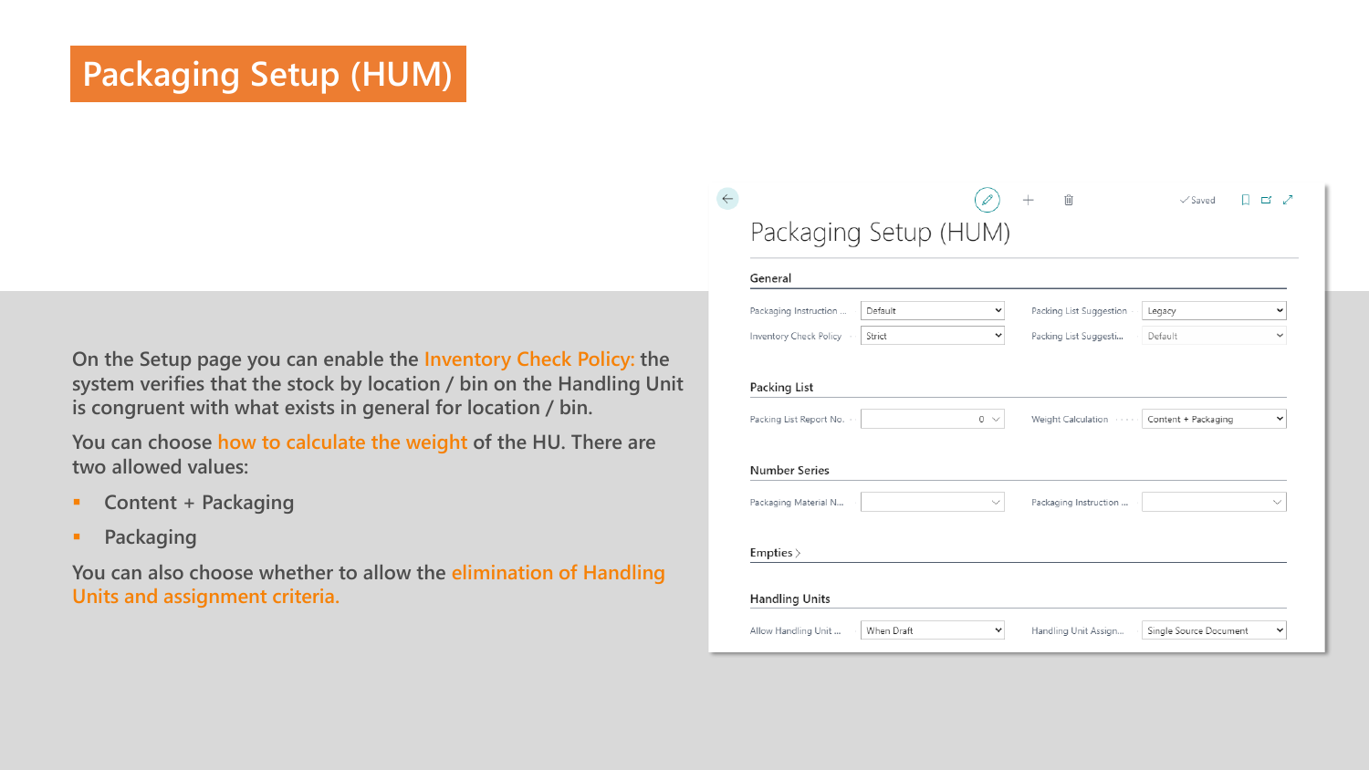# Packaging Setup (HUM)

On the Setup page you can enable the Inventory Check Policy: the system verifies that the stock by location / bin on the Handling Unit is congruent with what exists in general for location / bin.

You can choose how to calculate the weight of the HU. There are two allowed values:

- Content + Packaging
- Packaging

You can also choose whether to allow the elimination of Handling Units and assignment criteria.

## Packaging Setup (HUM)

### General

| Field | Value | Field | Value |
|---|---|---|---|
| Packaging Instruction ... | Default | Packing List Suggestion | Legacy |
| Inventory Check Policy | Strict | Packing List Suggesti... | Default |

### Packing List

| Field | Value | Field | Value |
|---|---|---|---|
| Packing List Report No. | 0 | Weight Calculation | Content + Packaging |

### Number Series

| Field | Value | Field | Value |
|---|---|---|---|
| Packaging Material N... | | Packaging Instruction ... | |

### Empties >

### Handling Units

| Field | Value | Field | Value |
|---|---|---|---|
| Allow Handling Unit ... | When Draft | Handling Unit Assign... | Single Source Document |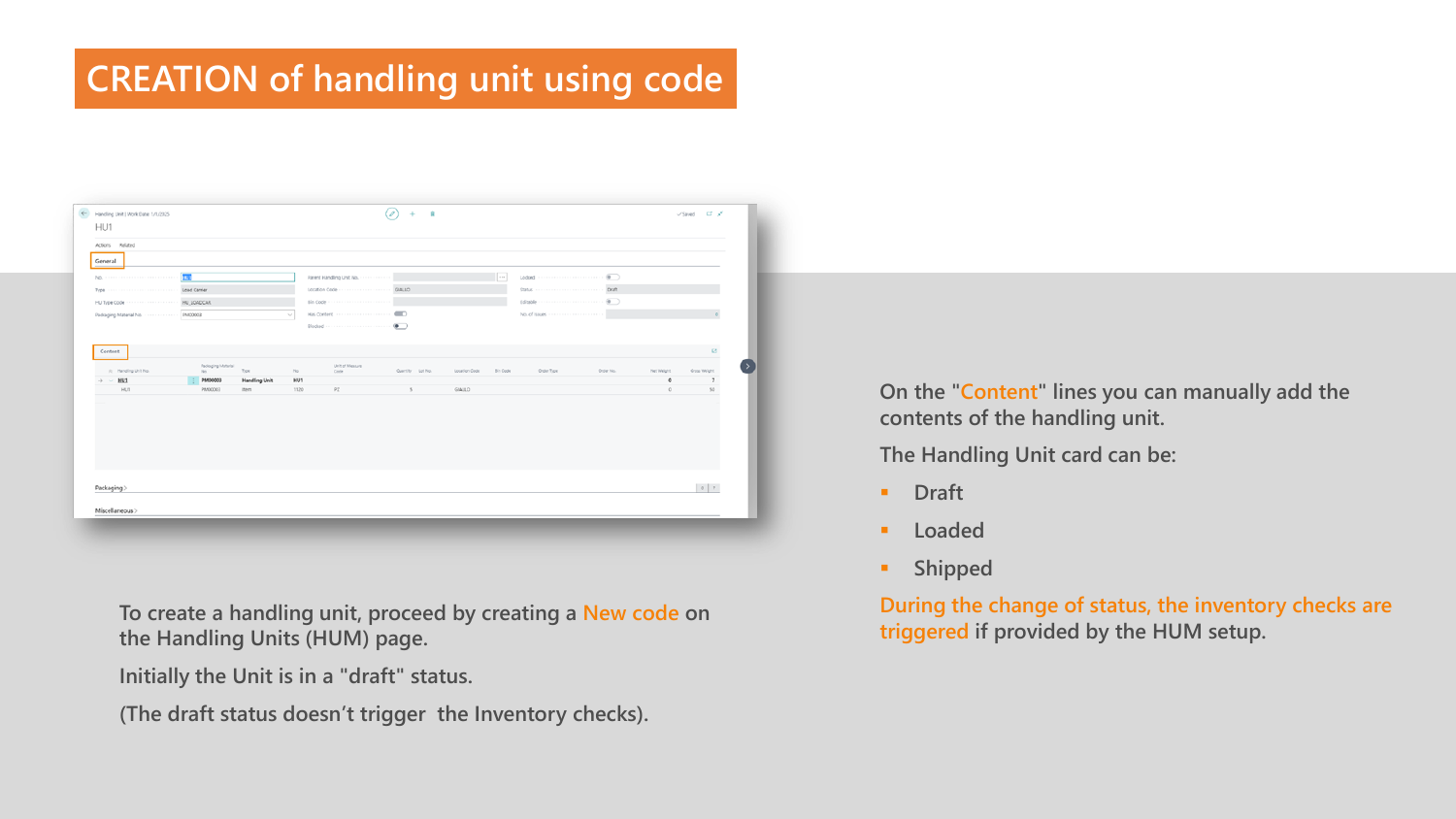# CREATION of handling unit using code

To create a handling unit, proceed by creating a New code on the Handling Units (HUM) page.

Initially the Unit is in a "draft" status.

(The draft status doesn’t trigger the Inventory checks).

On the "Content" lines you can manually add the contents of the handling unit.

The Handling Unit card can be:

- Draft
- Loaded
- Shipped

During the change of status, the inventory checks are triggered if provided by the HUM setup.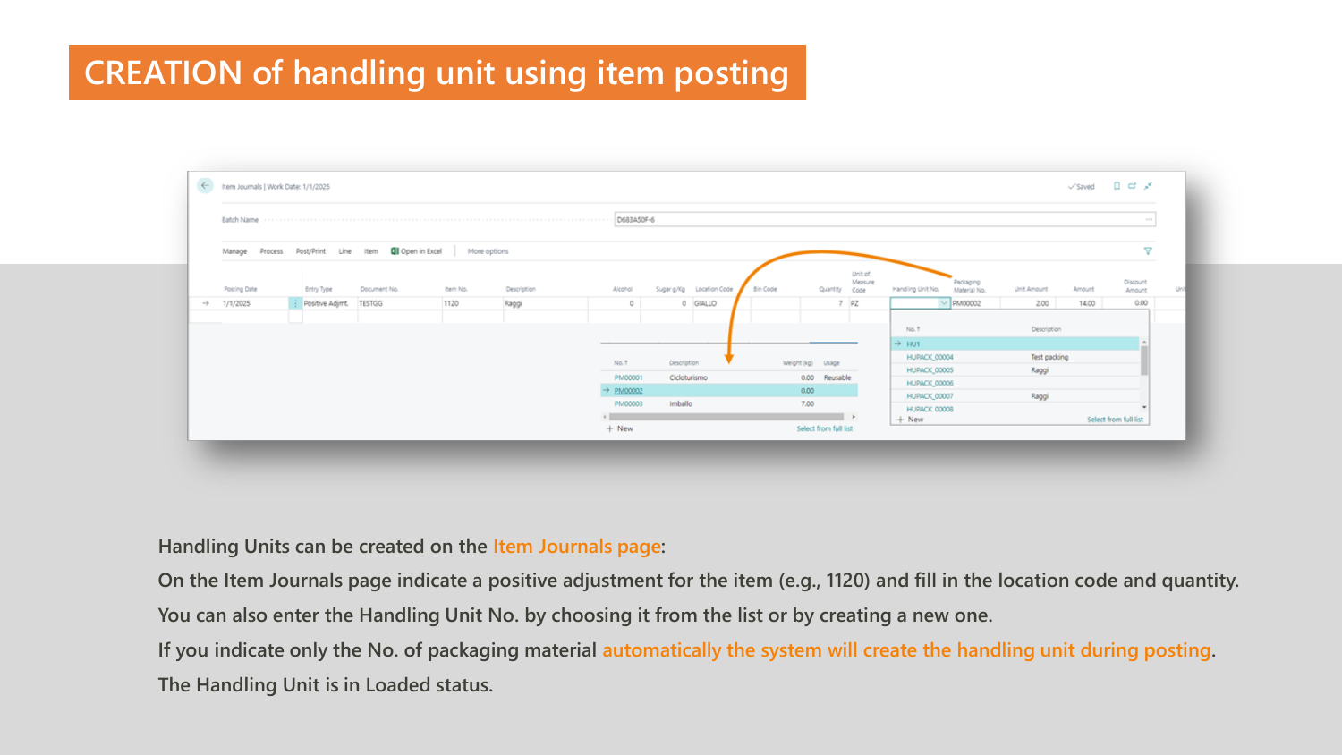# CREATION of handling unit using item posting

Handling Units can be created on the Item Journals page:

On the Item Journals page indicate a positive adjustment for the item (e.g., 1120) and fill in the location code and quantity.

You can also enter the Handling Unit No. by choosing it from the list or by creating a new one.

If you indicate only the No. of packaging material automatically the system will create the handling unit during posting.

The Handling Unit is in Loaded status.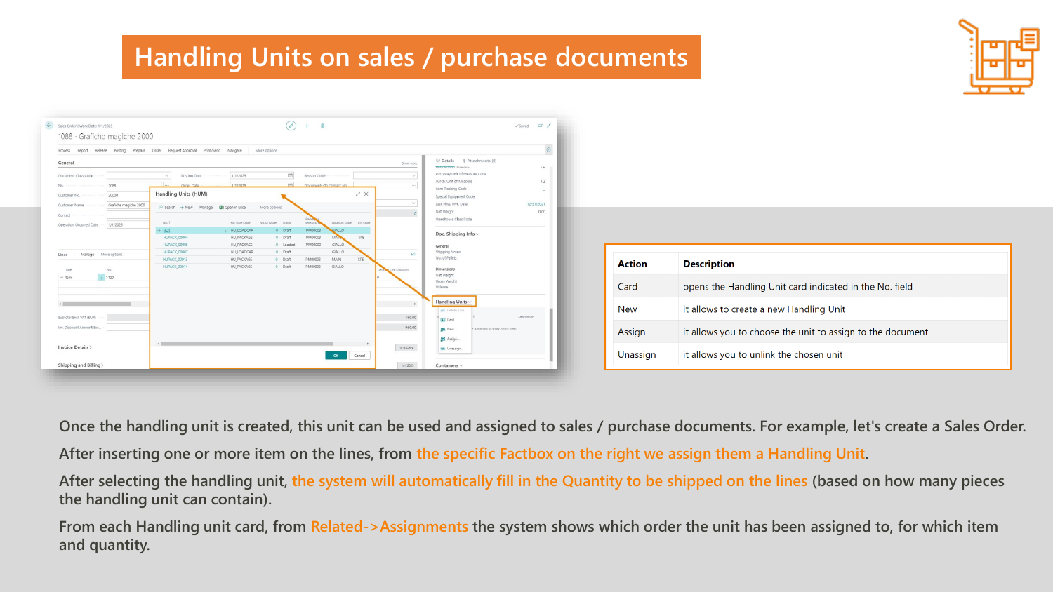# Handling Units on sales / purchase documents

| Action | Description |
| --- | --- |
| Card | opens the Handling Unit card indicated in the No. field |
| New | it allows to create a new Handling Unit |
| Assign | it allows you to choose the unit to assign to the document |
| Unassign | it allows you to unlink the chosen unit |

Once the handling unit is created, this unit can be used and assigned to sales / purchase documents. For example, let's create a Sales Order.

After inserting one or more item on the lines, from the specific Factbox on the right we assign them a Handling Unit.

After selecting the handling unit, the system will automatically fill in the Quantity to be shipped on the lines (based on how many pieces the handling unit can contain).

From each Handling unit card, from Related->Assignments the system shows which order the unit has been assigned to, for which item and quantity.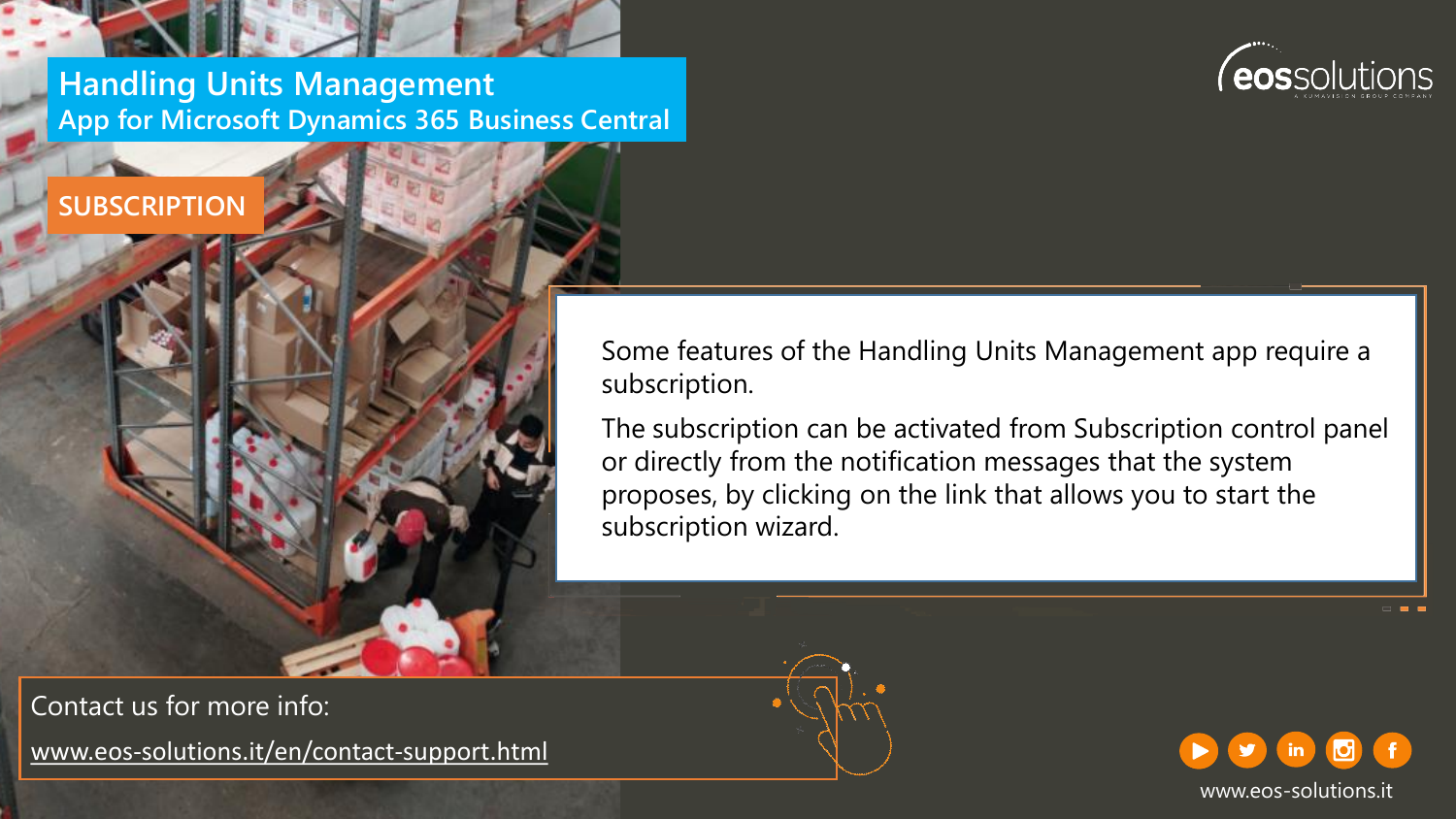# Handling Units Management

## App for Microsoft Dynamics 365 Business Central

## SUBSCRIPTION

Some features of the Handling Units Management app require a subscription.

The subscription can be activated from Subscription control panel or directly from the notification messages that the system proposes, by clicking on the link that allows you to start the subscription wizard.

Contact us for more info:

www.eos-solutions.it/en/contact-support.html

www.eos-solutions.it